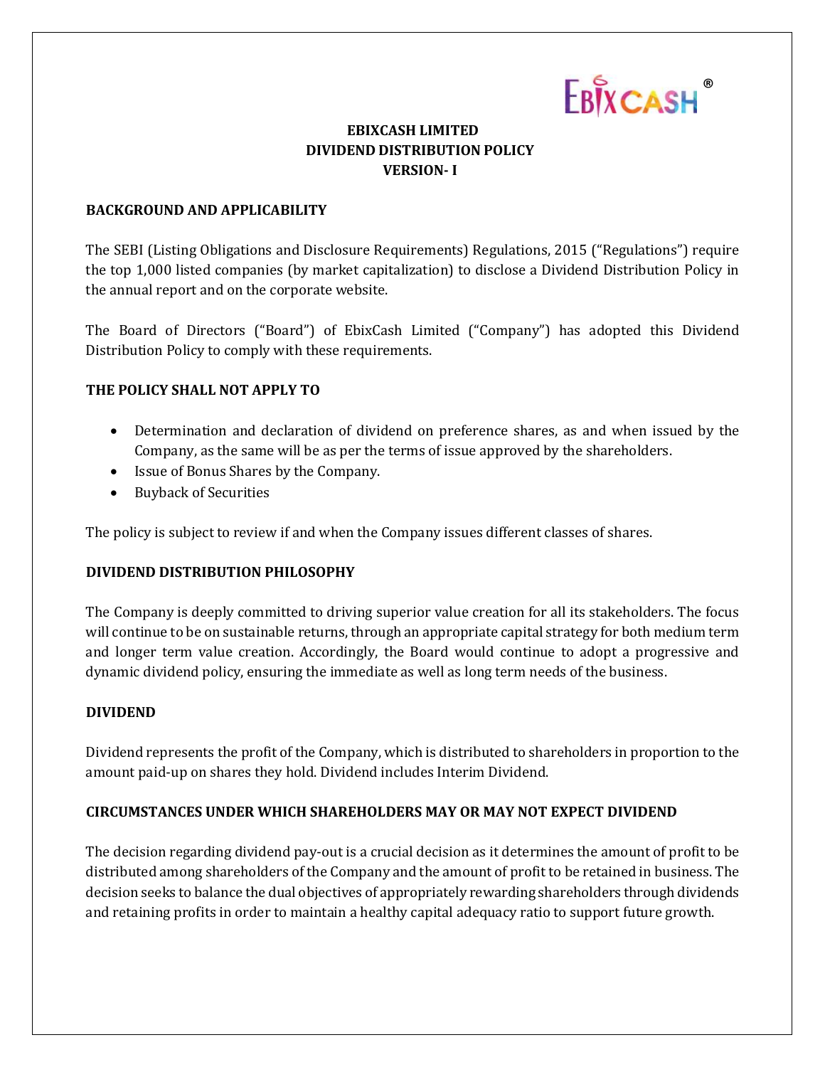# EBIXCASH LIMITED
# DIVIDEND DISTRIBUTION POLICY
# VERSION- I

## BACKGROUND AND APPLICABILITY

The SEBI (Listing Obligations and Disclosure Requirements) Regulations, 2015 ("Regulations") require the top 1,000 listed companies (by market capitalization) to disclose a Dividend Distribution Policy in the annual report and on the corporate website.

The Board of Directors ("Board") of EbixCash Limited ("Company") has adopted this Dividend Distribution Policy to comply with these requirements.

## THE POLICY SHALL NOT APPLY TO

- Determination and declaration of dividend on preference shares, as and when issued by the Company, as the same will be as per the terms of issue approved by the shareholders.
- Issue of Bonus Shares by the Company.
- Buyback of Securities

The policy is subject to review if and when the Company issues different classes of shares.

## DIVIDEND DISTRIBUTION PHILOSOPHY

The Company is deeply committed to driving superior value creation for all its stakeholders. The focus will continue to be on sustainable returns, through an appropriate capital strategy for both medium term and longer term value creation. Accordingly, the Board would continue to adopt a progressive and dynamic dividend policy, ensuring the immediate as well as long term needs of the business.

## DIVIDEND

Dividend represents the profit of the Company, which is distributed to shareholders in proportion to the amount paid-up on shares they hold. Dividend includes Interim Dividend.

## CIRCUMSTANCES UNDER WHICH SHAREHOLDERS MAY OR MAY NOT EXPECT DIVIDEND

The decision regarding dividend pay-out is a crucial decision as it determines the amount of profit to be distributed among shareholders of the Company and the amount of profit to be retained in business. The decision seeks to balance the dual objectives of appropriately rewarding shareholders through dividends and retaining profits in order to maintain a healthy capital adequacy ratio to support future growth.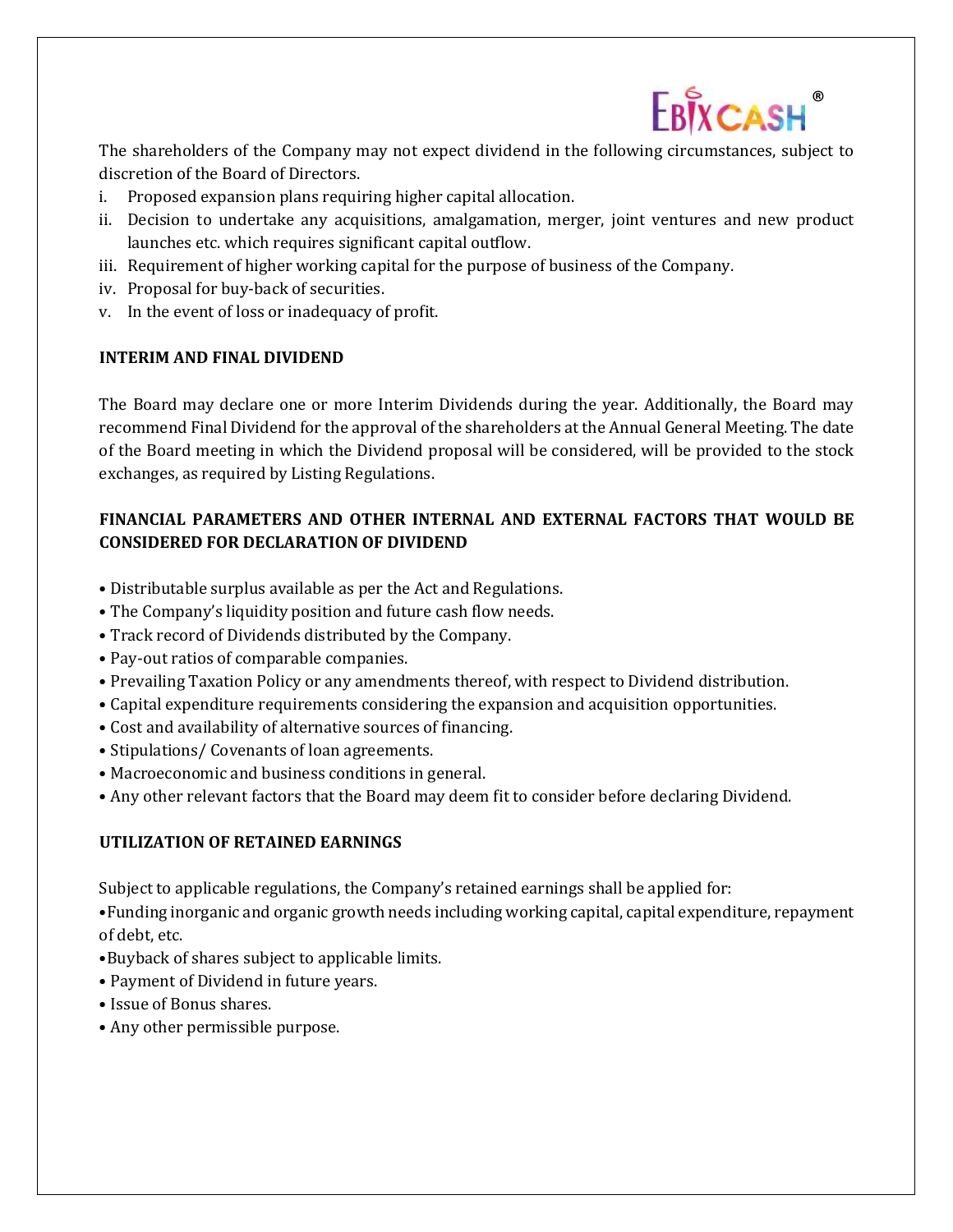The shareholders of the Company may not expect dividend in the following circumstances, subject to discretion of the Board of Directors.

i. Proposed expansion plans requiring higher capital allocation.
ii. Decision to undertake any acquisitions, amalgamation, merger, joint ventures and new product launches etc. which requires significant capital outflow.
iii. Requirement of higher working capital for the purpose of business of the Company.
iv. Proposal for buy-back of securities.
v. In the event of loss or inadequacy of profit.

**INTERIM AND FINAL DIVIDEND**

The Board may declare one or more Interim Dividends during the year. Additionally, the Board may recommend Final Dividend for the approval of the shareholders at the Annual General Meeting. The date of the Board meeting in which the Dividend proposal will be considered, will be provided to the stock exchanges, as required by Listing Regulations.

**FINANCIAL PARAMETERS AND OTHER INTERNAL AND EXTERNAL FACTORS THAT WOULD BE CONSIDERED FOR DECLARATION OF DIVIDEND**

- Distributable surplus available as per the Act and Regulations.
- The Company's liquidity position and future cash flow needs.
- Track record of Dividends distributed by the Company.
- Pay-out ratios of comparable companies.
- Prevailing Taxation Policy or any amendments thereof, with respect to Dividend distribution.
- Capital expenditure requirements considering the expansion and acquisition opportunities.
- Cost and availability of alternative sources of financing.
- Stipulations/ Covenants of loan agreements.
- Macroeconomic and business conditions in general.
- Any other relevant factors that the Board may deem fit to consider before declaring Dividend.

**UTILIZATION OF RETAINED EARNINGS**

Subject to applicable regulations, the Company's retained earnings shall be applied for:

- Funding inorganic and organic growth needs including working capital, capital expenditure, repayment of debt, etc.
- Buyback of shares subject to applicable limits.
- Payment of Dividend in future years.
- Issue of Bonus shares.
- Any other permissible purpose.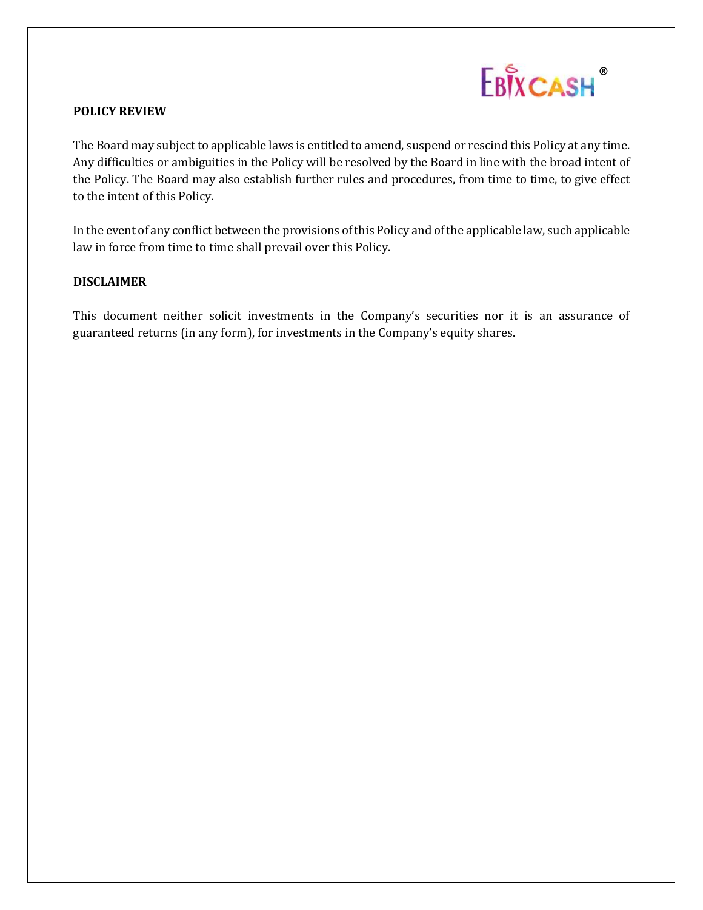**POLICY REVIEW**

The Board may subject to applicable laws is entitled to amend, suspend or rescind this Policy at any time. Any difficulties or ambiguities in the Policy will be resolved by the Board in line with the broad intent of the Policy. The Board may also establish further rules and procedures, from time to time, to give effect to the intent of this Policy.

In the event of any conflict between the provisions of this Policy and of the applicable law, such applicable law in force from time to time shall prevail over this Policy.

**DISCLAIMER**

This document neither solicit investments in the Company's securities nor it is an assurance of guaranteed returns (in any form), for investments in the Company's equity shares.